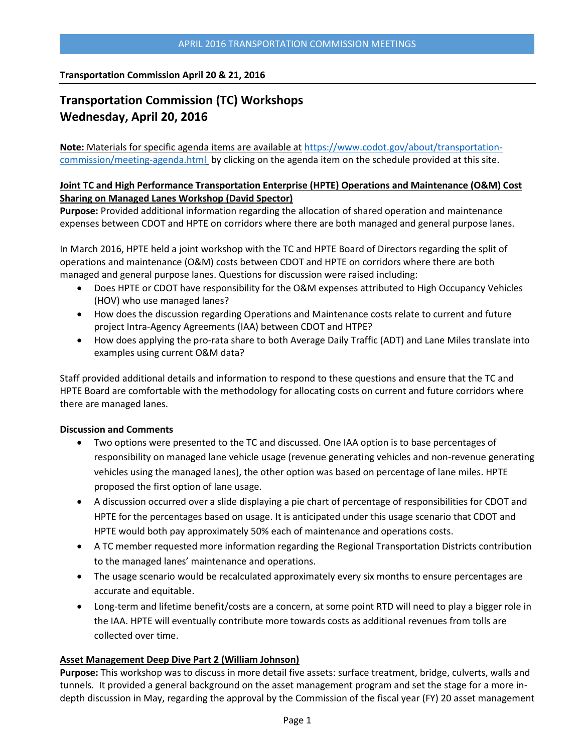APRIL 2016 TRANSPORTATION COMMISSION MEETINGS

**Transportation Commission April 20 & 21, 2016**

# Transportation Commission (TC) Workshops
# Wednesday, April 20, 2016

**Note:** Materials for specific agenda items are available at https://www.codot.gov/about/transportation-commission/meeting-agenda.html by clicking on the agenda item on the schedule provided at this site.

**Joint TC and High Performance Transportation Enterprise (HPTE) Operations and Maintenance (O&M) Cost Sharing on Managed Lanes Workshop (David Spector)**

**Purpose:** Provided additional information regarding the allocation of shared operation and maintenance expenses between CDOT and HPTE on corridors where there are both managed and general purpose lanes.

In March 2016, HPTE held a joint workshop with the TC and HPTE Board of Directors regarding the split of operations and maintenance (O&M) costs between CDOT and HPTE on corridors where there are both managed and general purpose lanes. Questions for discussion were raised including:

- Does HPTE or CDOT have responsibility for the O&M expenses attributed to High Occupancy Vehicles (HOV) who use managed lanes?
- How does the discussion regarding Operations and Maintenance costs relate to current and future project Intra-Agency Agreements (IAA) between CDOT and HTPE?
- How does applying the pro-rata share to both Average Daily Traffic (ADT) and Lane Miles translate into examples using current O&M data?

Staff provided additional details and information to respond to these questions and ensure that the TC and HPTE Board are comfortable with the methodology for allocating costs on current and future corridors where there are managed lanes.

**Discussion and Comments**

- Two options were presented to the TC and discussed. One IAA option is to base percentages of responsibility on managed lane vehicle usage (revenue generating vehicles and non-revenue generating vehicles using the managed lanes), the other option was based on percentage of lane miles. HPTE proposed the first option of lane usage.
- A discussion occurred over a slide displaying a pie chart of percentage of responsibilities for CDOT and HPTE for the percentages based on usage. It is anticipated under this usage scenario that CDOT and HPTE would both pay approximately 50% each of maintenance and operations costs.
- A TC member requested more information regarding the Regional Transportation Districts contribution to the managed lanes' maintenance and operations.
- The usage scenario would be recalculated approximately every six months to ensure percentages are accurate and equitable.
- Long-term and lifetime benefit/costs are a concern, at some point RTD will need to play a bigger role in the IAA. HPTE will eventually contribute more towards costs as additional revenues from tolls are collected over time.

**Asset Management Deep Dive Part 2 (William Johnson)**

**Purpose:** This workshop was to discuss in more detail five assets: surface treatment, bridge, culverts, walls and tunnels. It provided a general background on the asset management program and set the stage for a more in-depth discussion in May, regarding the approval by the Commission of the fiscal year (FY) 20 asset management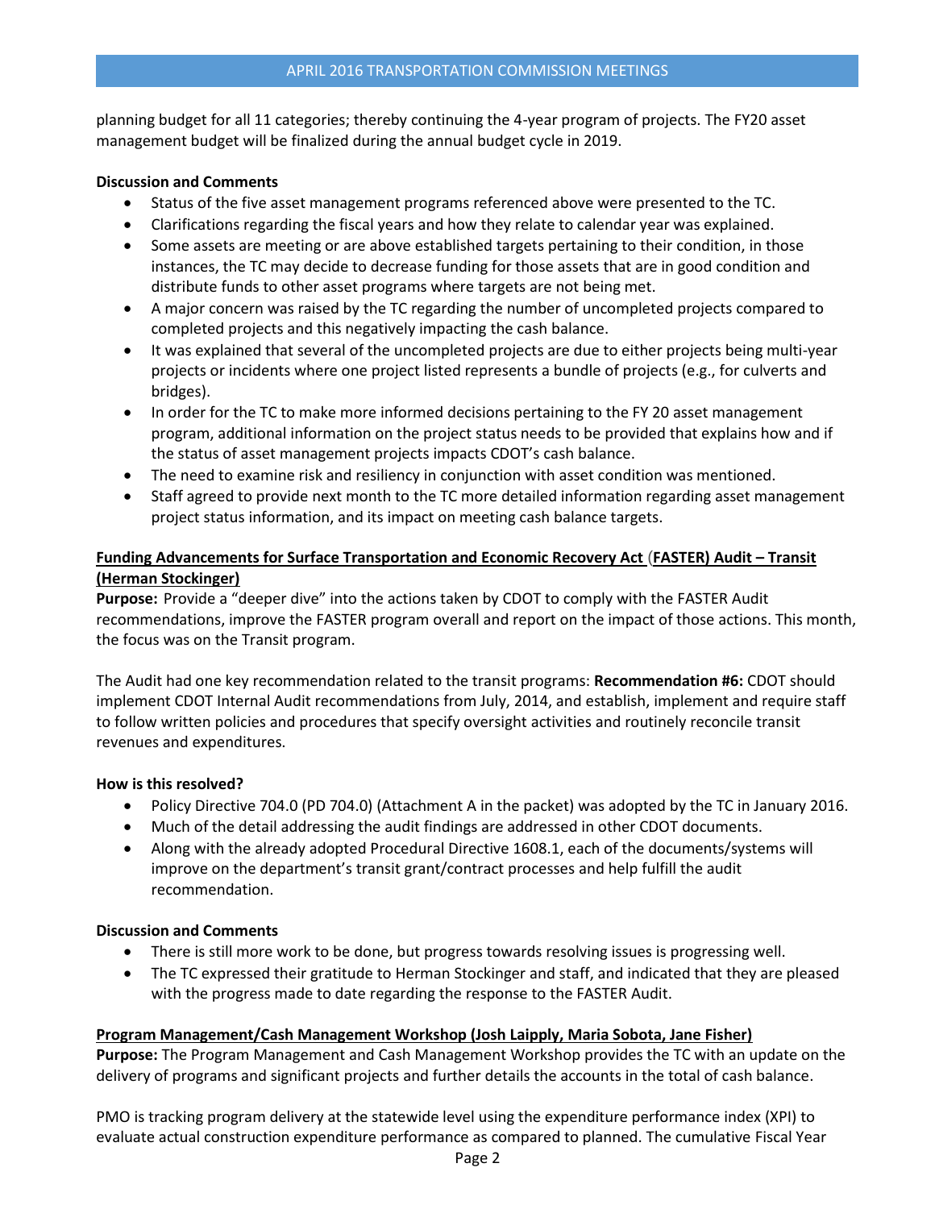planning budget for all 11 categories; thereby continuing the 4-year program of projects. The FY20 asset management budget will be finalized during the annual budget cycle in 2019.

**Discussion and Comments**

- Status of the five asset management programs referenced above were presented to the TC.
- Clarifications regarding the fiscal years and how they relate to calendar year was explained.
- Some assets are meeting or are above established targets pertaining to their condition, in those instances, the TC may decide to decrease funding for those assets that are in good condition and distribute funds to other asset programs where targets are not being met.
- A major concern was raised by the TC regarding the number of uncompleted projects compared to completed projects and this negatively impacting the cash balance.
- It was explained that several of the uncompleted projects are due to either projects being multi-year projects or incidents where one project listed represents a bundle of projects (e.g., for culverts and bridges).
- In order for the TC to make more informed decisions pertaining to the FY 20 asset management program, additional information on the project status needs to be provided that explains how and if the status of asset management projects impacts CDOT's cash balance.
- The need to examine risk and resiliency in conjunction with asset condition was mentioned.
- Staff agreed to provide next month to the TC more detailed information regarding asset management project status information, and its impact on meeting cash balance targets.

**Funding Advancements for Surface Transportation and Economic Recovery Act (FASTER) Audit – Transit (Herman Stockinger)**

**Purpose:** Provide a "deeper dive" into the actions taken by CDOT to comply with the FASTER Audit recommendations, improve the FASTER program overall and report on the impact of those actions. This month, the focus was on the Transit program.

The Audit had one key recommendation related to the transit programs: **Recommendation #6:** CDOT should implement CDOT Internal Audit recommendations from July, 2014, and establish, implement and require staff to follow written policies and procedures that specify oversight activities and routinely reconcile transit revenues and expenditures.

**How is this resolved?**

- Policy Directive 704.0 (PD 704.0) (Attachment A in the packet) was adopted by the TC in January 2016.
- Much of the detail addressing the audit findings are addressed in other CDOT documents.
- Along with the already adopted Procedural Directive 1608.1, each of the documents/systems will improve on the department's transit grant/contract processes and help fulfill the audit recommendation.

**Discussion and Comments**

- There is still more work to be done, but progress towards resolving issues is progressing well.
- The TC expressed their gratitude to Herman Stockinger and staff, and indicated that they are pleased with the progress made to date regarding the response to the FASTER Audit.

**Program Management/Cash Management Workshop (Josh Laipply, Maria Sobota, Jane Fisher)**

**Purpose:** The Program Management and Cash Management Workshop provides the TC with an update on the delivery of programs and significant projects and further details the accounts in the total of cash balance.

PMO is tracking program delivery at the statewide level using the expenditure performance index (XPI) to evaluate actual construction expenditure performance as compared to planned. The cumulative Fiscal Year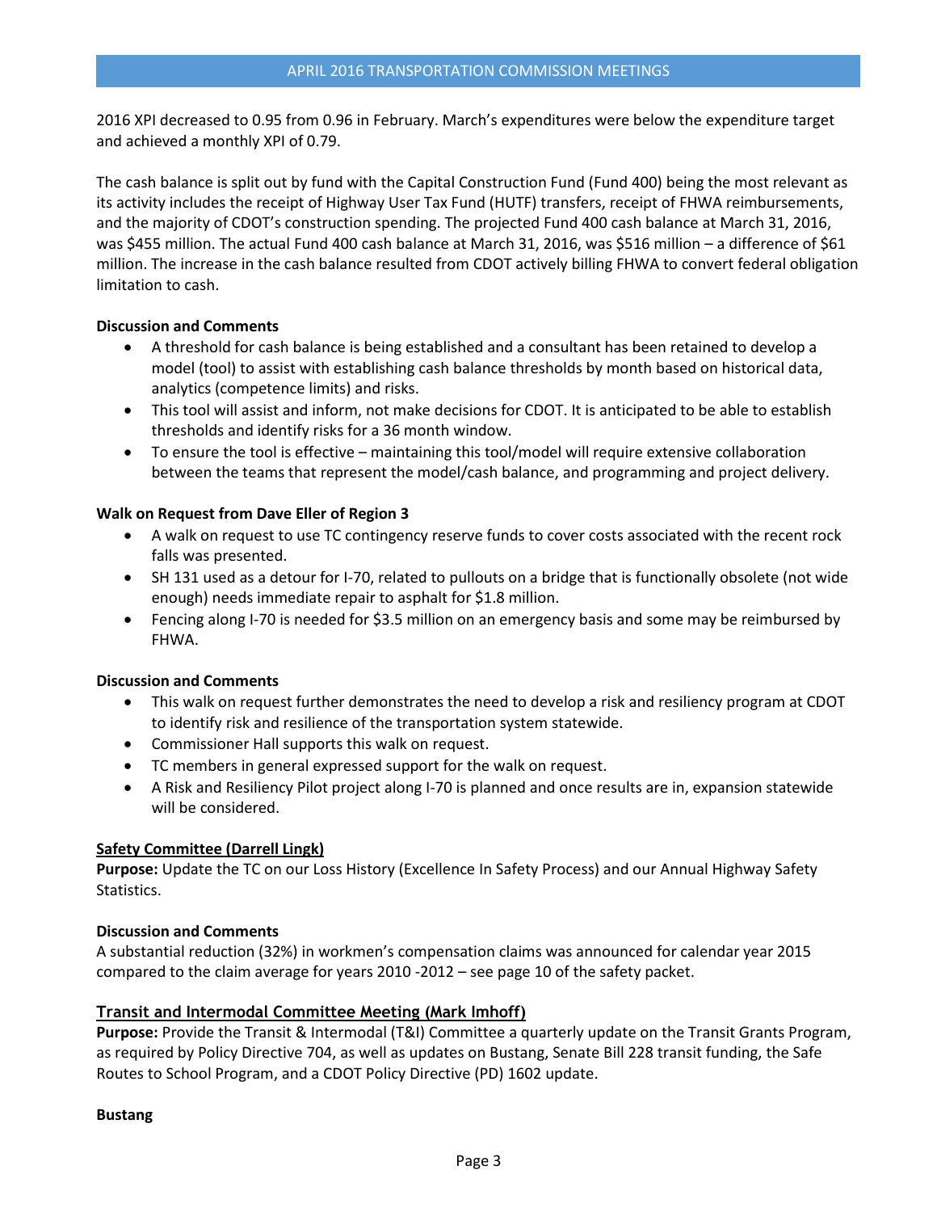2016 XPI decreased to 0.95 from 0.96 in February. March's expenditures were below the expenditure target and achieved a monthly XPI of 0.79.

The cash balance is split out by fund with the Capital Construction Fund (Fund 400) being the most relevant as its activity includes the receipt of Highway User Tax Fund (HUTF) transfers, receipt of FHWA reimbursements, and the majority of CDOT's construction spending. The projected Fund 400 cash balance at March 31, 2016, was $455 million. The actual Fund 400 cash balance at March 31, 2016, was $516 million – a difference of $61 million. The increase in the cash balance resulted from CDOT actively billing FHWA to convert federal obligation limitation to cash.

**Discussion and Comments**

- A threshold for cash balance is being established and a consultant has been retained to develop a model (tool) to assist with establishing cash balance thresholds by month based on historical data, analytics (competence limits) and risks.
- This tool will assist and inform, not make decisions for CDOT. It is anticipated to be able to establish thresholds and identify risks for a 36 month window.
- To ensure the tool is effective – maintaining this tool/model will require extensive collaboration between the teams that represent the model/cash balance, and programming and project delivery.

**Walk on Request from Dave Eller of Region 3**

- A walk on request to use TC contingency reserve funds to cover costs associated with the recent rock falls was presented.
- SH 131 used as a detour for I-70, related to pullouts on a bridge that is functionally obsolete (not wide enough) needs immediate repair to asphalt for $1.8 million.
- Fencing along I-70 is needed for $3.5 million on an emergency basis and some may be reimbursed by FHWA.

**Discussion and Comments**

- This walk on request further demonstrates the need to develop a risk and resiliency program at CDOT to identify risk and resilience of the transportation system statewide.
- Commissioner Hall supports this walk on request.
- TC members in general expressed support for the walk on request.
- A Risk and Resiliency Pilot project along I-70 is planned and once results are in, expansion statewide will be considered.

**Safety Committee (Darrell Lingk)**

**Purpose:** Update the TC on our Loss History (Excellence In Safety Process) and our Annual Highway Safety Statistics.

**Discussion and Comments**

A substantial reduction (32%) in workmen's compensation claims was announced for calendar year 2015 compared to the claim average for years 2010 -2012 – see page 10 of the safety packet.

**Transit and Intermodal Committee Meeting (Mark Imhoff)**

**Purpose:** Provide the Transit & Intermodal (T&I) Committee a quarterly update on the Transit Grants Program, as required by Policy Directive 704, as well as updates on Bustang, Senate Bill 228 transit funding, the Safe Routes to School Program, and a CDOT Policy Directive (PD) 1602 update.

**Bustang**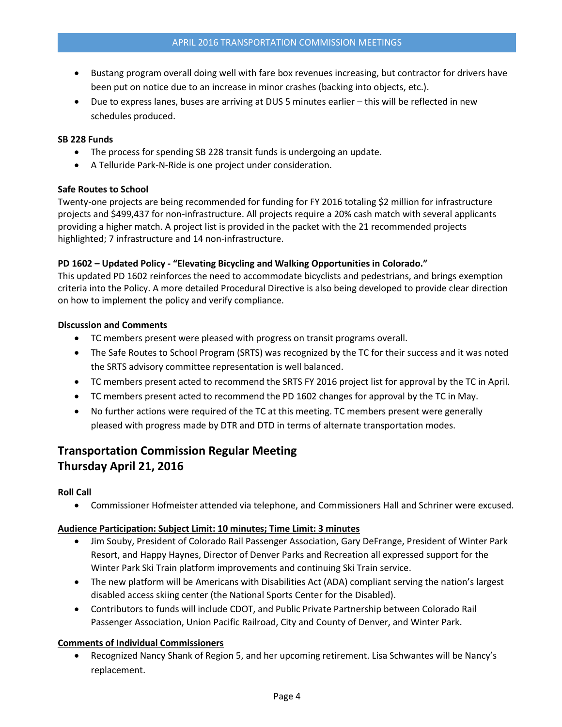- Bustang program overall doing well with fare box revenues increasing, but contractor for drivers have been put on notice due to an increase in minor crashes (backing into objects, etc.).
- Due to express lanes, buses are arriving at DUS 5 minutes earlier – this will be reflected in new schedules produced.

**SB 228 Funds**

- The process for spending SB 228 transit funds is undergoing an update.
- A Telluride Park-N-Ride is one project under consideration.

**Safe Routes to School**

Twenty-one projects are being recommended for funding for FY 2016 totaling $2 million for infrastructure projects and $499,437 for non-infrastructure. All projects require a 20% cash match with several applicants providing a higher match. A project list is provided in the packet with the 21 recommended projects highlighted; 7 infrastructure and 14 non-infrastructure.

**PD 1602 – Updated Policy - "Elevating Bicycling and Walking Opportunities in Colorado."**

This updated PD 1602 reinforces the need to accommodate bicyclists and pedestrians, and brings exemption criteria into the Policy. A more detailed Procedural Directive is also being developed to provide clear direction on how to implement the policy and verify compliance.

**Discussion and Comments**

- TC members present were pleased with progress on transit programs overall.
- The Safe Routes to School Program (SRTS) was recognized by the TC for their success and it was noted the SRTS advisory committee representation is well balanced.
- TC members present acted to recommend the SRTS FY 2016 project list for approval by the TC in April.
- TC members present acted to recommend the PD 1602 changes for approval by the TC in May.
- No further actions were required of the TC at this meeting. TC members present were generally pleased with progress made by DTR and DTD in terms of alternate transportation modes.

## Transportation Commission Regular Meeting
## Thursday April 21, 2016

**Roll Call**

- Commissioner Hofmeister attended via telephone, and Commissioners Hall and Schriner were excused.

**Audience Participation: Subject Limit: 10 minutes; Time Limit: 3 minutes**

- Jim Souby, President of Colorado Rail Passenger Association, Gary DeFrange, President of Winter Park Resort, and Happy Haynes, Director of Denver Parks and Recreation all expressed support for the Winter Park Ski Train platform improvements and continuing Ski Train service.
- The new platform will be Americans with Disabilities Act (ADA) compliant serving the nation's largest disabled access skiing center (the National Sports Center for the Disabled).
- Contributors to funds will include CDOT, and Public Private Partnership between Colorado Rail Passenger Association, Union Pacific Railroad, City and County of Denver, and Winter Park.

**Comments of Individual Commissioners**

- Recognized Nancy Shank of Region 5, and her upcoming retirement. Lisa Schwantes will be Nancy's replacement.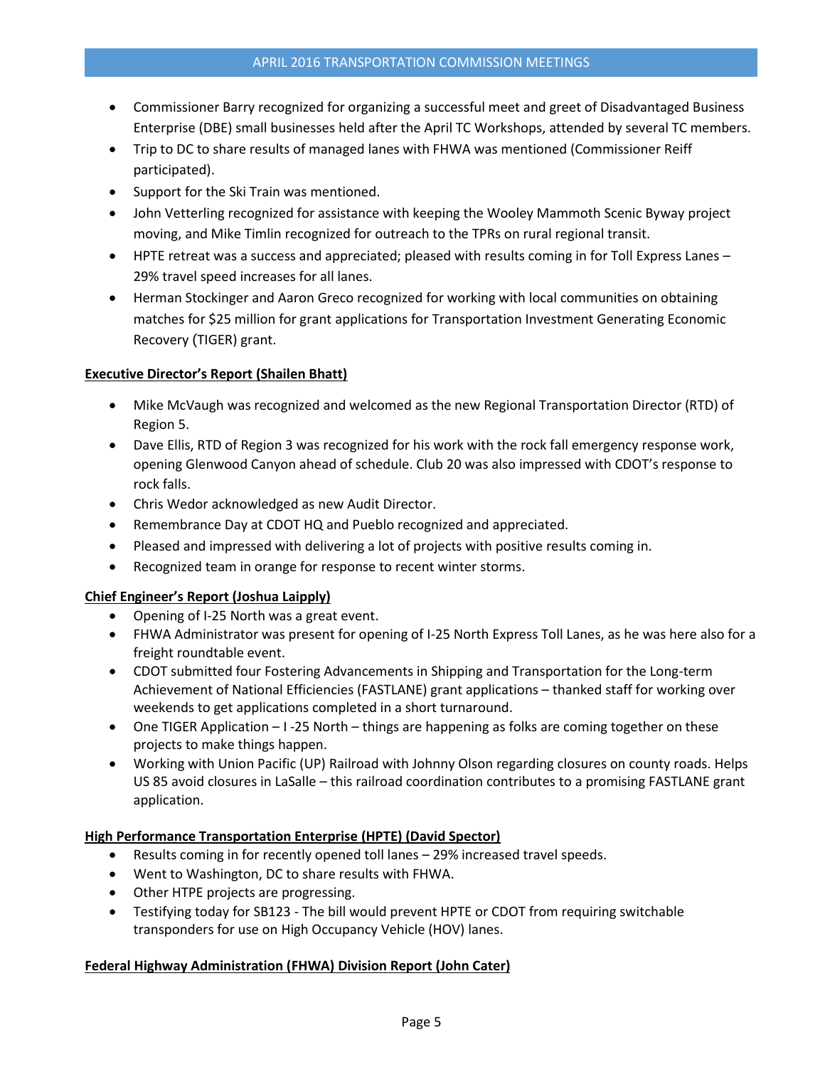- Commissioner Barry recognized for organizing a successful meet and greet of Disadvantaged Business Enterprise (DBE) small businesses held after the April TC Workshops, attended by several TC members.
- Trip to DC to share results of managed lanes with FHWA was mentioned (Commissioner Reiff participated).
- Support for the Ski Train was mentioned.
- John Vetterling recognized for assistance with keeping the Wooley Mammoth Scenic Byway project moving, and Mike Timlin recognized for outreach to the TPRs on rural regional transit.
- HPTE retreat was a success and appreciated; pleased with results coming in for Toll Express Lanes – 29% travel speed increases for all lanes.
- Herman Stockinger and Aaron Greco recognized for working with local communities on obtaining matches for $25 million for grant applications for Transportation Investment Generating Economic Recovery (TIGER) grant.

**Executive Director's Report (Shailen Bhatt)**

- Mike McVaugh was recognized and welcomed as the new Regional Transportation Director (RTD) of Region 5.
- Dave Ellis, RTD of Region 3 was recognized for his work with the rock fall emergency response work, opening Glenwood Canyon ahead of schedule. Club 20 was also impressed with CDOT's response to rock falls.
- Chris Wedor acknowledged as new Audit Director.
- Remembrance Day at CDOT HQ and Pueblo recognized and appreciated.
- Pleased and impressed with delivering a lot of projects with positive results coming in.
- Recognized team in orange for response to recent winter storms.

**Chief Engineer's Report (Joshua Laipply)**

- Opening of I-25 North was a great event.
- FHWA Administrator was present for opening of I-25 North Express Toll Lanes, as he was here also for a freight roundtable event.
- CDOT submitted four Fostering Advancements in Shipping and Transportation for the Long-term Achievement of National Efficiencies (FASTLANE) grant applications – thanked staff for working over weekends to get applications completed in a short turnaround.
- One TIGER Application – I -25 North – things are happening as folks are coming together on these projects to make things happen.
- Working with Union Pacific (UP) Railroad with Johnny Olson regarding closures on county roads. Helps US 85 avoid closures in LaSalle – this railroad coordination contributes to a promising FASTLANE grant application.

**High Performance Transportation Enterprise (HPTE) (David Spector)**

- Results coming in for recently opened toll lanes – 29% increased travel speeds.
- Went to Washington, DC to share results with FHWA.
- Other HTPE projects are progressing.
- Testifying today for SB123 - The bill would prevent HPTE or CDOT from requiring switchable transponders for use on High Occupancy Vehicle (HOV) lanes.

**Federal Highway Administration (FHWA) Division Report (John Cater)**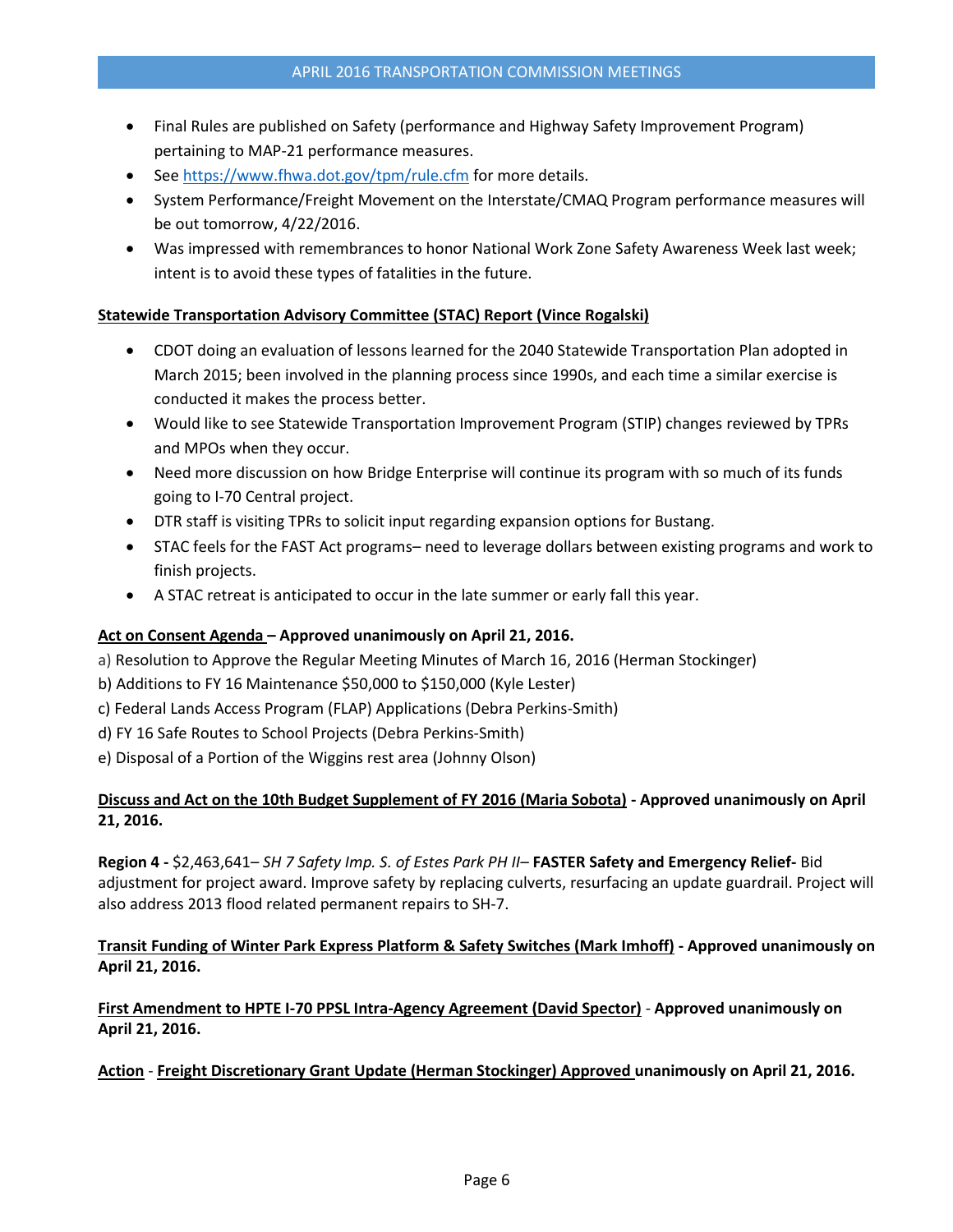- Final Rules are published on Safety (performance and Highway Safety Improvement Program) pertaining to MAP-21 performance measures.
- See https://www.fhwa.dot.gov/tpm/rule.cfm for more details.
- System Performance/Freight Movement on the Interstate/CMAQ Program performance measures will be out tomorrow, 4/22/2016.
- Was impressed with remembrances to honor National Work Zone Safety Awareness Week last week; intent is to avoid these types of fatalities in the future.

**Statewide Transportation Advisory Committee (STAC) Report (Vince Rogalski)**

- CDOT doing an evaluation of lessons learned for the 2040 Statewide Transportation Plan adopted in March 2015; been involved in the planning process since 1990s, and each time a similar exercise is conducted it makes the process better.
- Would like to see Statewide Transportation Improvement Program (STIP) changes reviewed by TPRs and MPOs when they occur.
- Need more discussion on how Bridge Enterprise will continue its program with so much of its funds going to I-70 Central project.
- DTR staff is visiting TPRs to solicit input regarding expansion options for Bustang.
- STAC feels for the FAST Act programs– need to leverage dollars between existing programs and work to finish projects.
- A STAC retreat is anticipated to occur in the late summer or early fall this year.

**Act on Consent Agenda – Approved unanimously on April 21, 2016.**

a) Resolution to Approve the Regular Meeting Minutes of March 16, 2016 (Herman Stockinger)
b) Additions to FY 16 Maintenance $50,000 to $150,000 (Kyle Lester)
c) Federal Lands Access Program (FLAP) Applications (Debra Perkins-Smith)
d) FY 16 Safe Routes to School Projects (Debra Perkins-Smith)
e) Disposal of a Portion of the Wiggins rest area (Johnny Olson)

**Discuss and Act on the 10th Budget Supplement of FY 2016 (Maria Sobota) - Approved unanimously on April 21, 2016.**

**Region 4 -** $2,463,641– *SH 7 Safety Imp. S. of Estes Park PH II*– **FASTER Safety and Emergency Relief-** Bid adjustment for project award. Improve safety by replacing culverts, resurfacing an update guardrail. Project will also address 2013 flood related permanent repairs to SH-7.

**Transit Funding of Winter Park Express Platform & Safety Switches (Mark Imhoff) - Approved unanimously on April 21, 2016.**

**First Amendment to HPTE I-70 PPSL Intra-Agency Agreement (David Spector) - Approved unanimously on April 21, 2016.**

**Action - Freight Discretionary Grant Update (Herman Stockinger) Approved unanimously on April 21, 2016.**